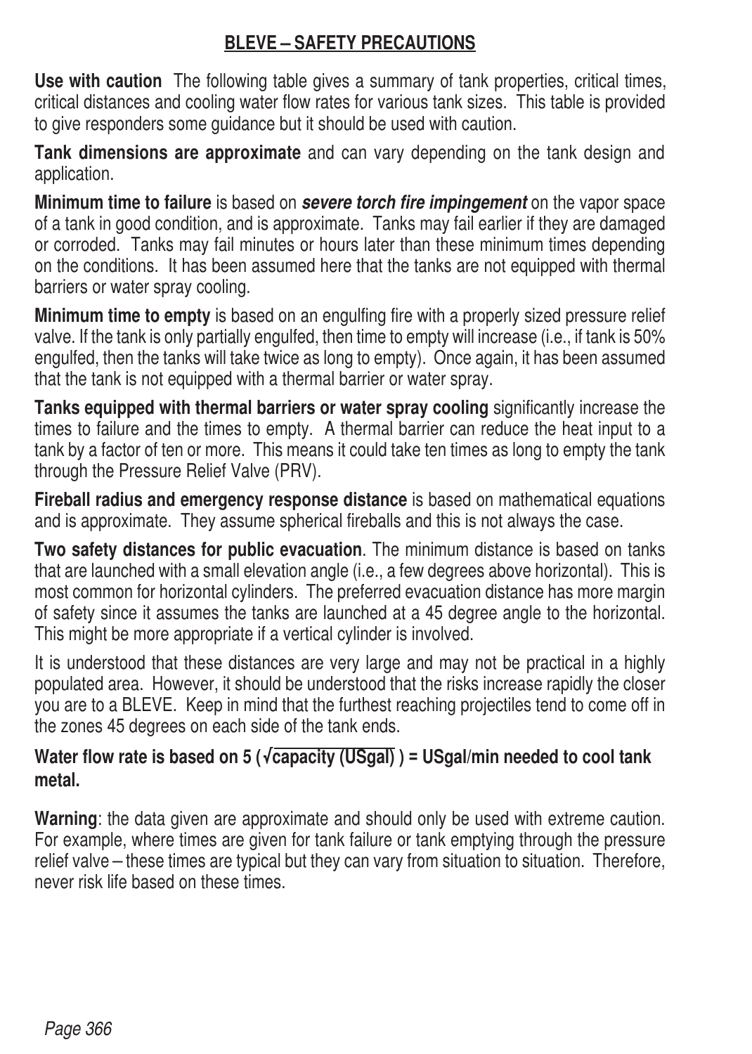## BLEVE – SAFETY PRECAUTIONS

**Use with caution** The following table gives a summary of tank properties, critical times, critical distances and cooling water flow rates for various tank sizes. This table is provided to give responders some guidance but it should be used with caution.

**Tank dimensions are approximate** and can vary depending on the tank design and application.

**Minimum time to failure** is based on ***severe torch fire impingement*** on the vapor space of a tank in good condition, and is approximate. Tanks may fail earlier if they are damaged or corroded. Tanks may fail minutes or hours later than these minimum times depending on the conditions. It has been assumed here that the tanks are not equipped with thermal barriers or water spray cooling.

**Minimum time to empty** is based on an engulfing fire with a properly sized pressure relief valve. If the tank is only partially engulfed, then time to empty will increase (i.e., if tank is 50% engulfed, then the tanks will take twice as long to empty). Once again, it has been assumed that the tank is not equipped with a thermal barrier or water spray.

**Tanks equipped with thermal barriers or water spray cooling** significantly increase the times to failure and the times to empty. A thermal barrier can reduce the heat input to a tank by a factor of ten or more. This means it could take ten times as long to empty the tank through the Pressure Relief Valve (PRV).

**Fireball radius and emergency response distance** is based on mathematical equations and is approximate. They assume spherical fireballs and this is not always the case.

**Two safety distances for public evacuation**. The minimum distance is based on tanks that are launched with a small elevation angle (i.e., a few degrees above horizontal). This is most common for horizontal cylinders. The preferred evacuation distance has more margin of safety since it assumes the tanks are launched at a 45 degree angle to the horizontal. This might be more appropriate if a vertical cylinder is involved.

It is understood that these distances are very large and may not be practical in a highly populated area. However, it should be understood that the risks increase rapidly the closer you are to a BLEVE. Keep in mind that the furthest reaching projectiles tend to come off in the zones 45 degrees on each side of the tank ends.

**Water flow rate is based on 5 ($\sqrt{\text{capacity (USgal)}}$) = USgal/min needed to cool tank metal.**

**Warning**: the data given are approximate and should only be used with extreme caution. For example, where times are given for tank failure or tank emptying through the pressure relief valve – these times are typical but they can vary from situation to situation. Therefore, never risk life based on these times.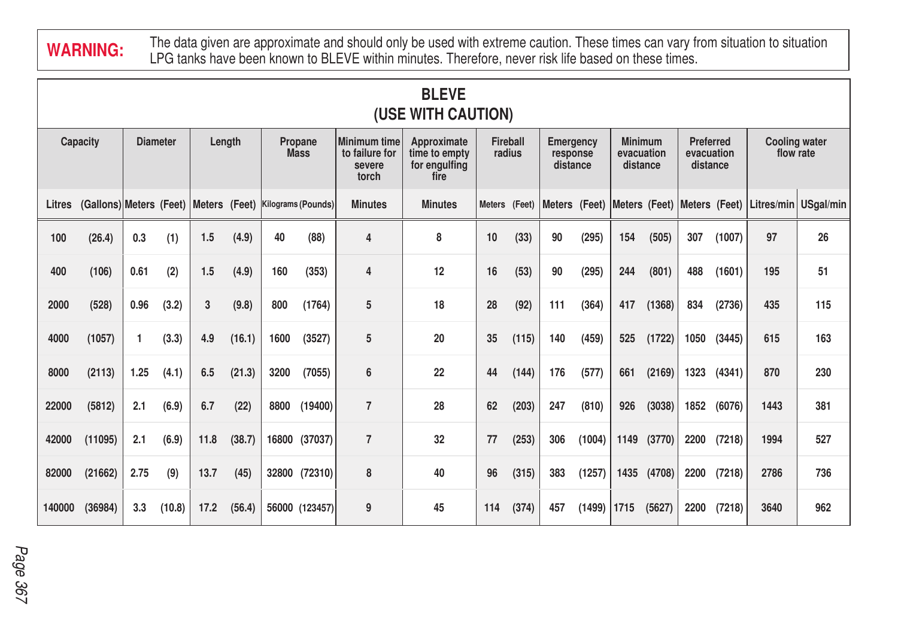**WARNING:** The data given are approximate and should only be used with extreme caution. These times can vary from situation to situation LPG tanks have been known to BLEVE within minutes. Therefore, never risk life based on these times.

# BLEVE
## (USE WITH CAUTION)

| Capacity | | Diameter | | Length | | Propane Mass | | Minimum time to failure for severe torch | Approximate time to empty for engulfing fire | Fireball radius | | Emergency response distance | | Minimum evacuation distance | | Preferred evacuation distance | | Cooling water flow rate | |
|---|---|---|---|---|---|---|---|---|---|---|---|---|---|---|---|---|---|---|---|
| Litres | (Gallons) | Meters | (Feet) | Meters | (Feet) | Kilograms | (Pounds) | Minutes | Minutes | Meters | (Feet) | Meters | (Feet) | Meters | (Feet) | Meters | (Feet) | Litres/min | USgal/min |
| 100 | (26.4) | 0.3 | (1) | 1.5 | (4.9) | 40 | (88) | 4 | 8 | 10 | (33) | 90 | (295) | 154 | (505) | 307 | (1007) | 97 | 26 |
| 400 | (106) | 0.61 | (2) | 1.5 | (4.9) | 160 | (353) | 4 | 12 | 16 | (53) | 90 | (295) | 244 | (801) | 488 | (1601) | 195 | 51 |
| 2000 | (528) | 0.96 | (3.2) | 3 | (9.8) | 800 | (1764) | 5 | 18 | 28 | (92) | 111 | (364) | 417 | (1368) | 834 | (2736) | 435 | 115 |
| 4000 | (1057) | 1 | (3.3) | 4.9 | (16.1) | 1600 | (3527) | 5 | 20 | 35 | (115) | 140 | (459) | 525 | (1722) | 1050 | (3445) | 615 | 163 |
| 8000 | (2113) | 1.25 | (4.1) | 6.5 | (21.3) | 3200 | (7055) | 6 | 22 | 44 | (144) | 176 | (577) | 661 | (2169) | 1323 | (4341) | 870 | 230 |
| 22000 | (5812) | 2.1 | (6.9) | 6.7 | (22) | 8800 | (19400) | 7 | 28 | 62 | (203) | 247 | (810) | 926 | (3038) | 1852 | (6076) | 1443 | 381 |
| 42000 | (11095) | 2.1 | (6.9) | 11.8 | (38.7) | 16800 | (37037) | 7 | 32 | 77 | (253) | 306 | (1004) | 1149 | (3770) | 2200 | (7218) | 1994 | 527 |
| 82000 | (21662) | 2.75 | (9) | 13.7 | (45) | 32800 | (72310) | 8 | 40 | 96 | (315) | 383 | (1257) | 1435 | (4708) | 2200 | (7218) | 2786 | 736 |
| 140000 | (36984) | 3.3 | (10.8) | 17.2 | (56.4) | 56000 | (123457) | 9 | 45 | 114 | (374) | 457 | (1499) | 1715 | (5627) | 2200 | (7218) | 3640 | 962 |